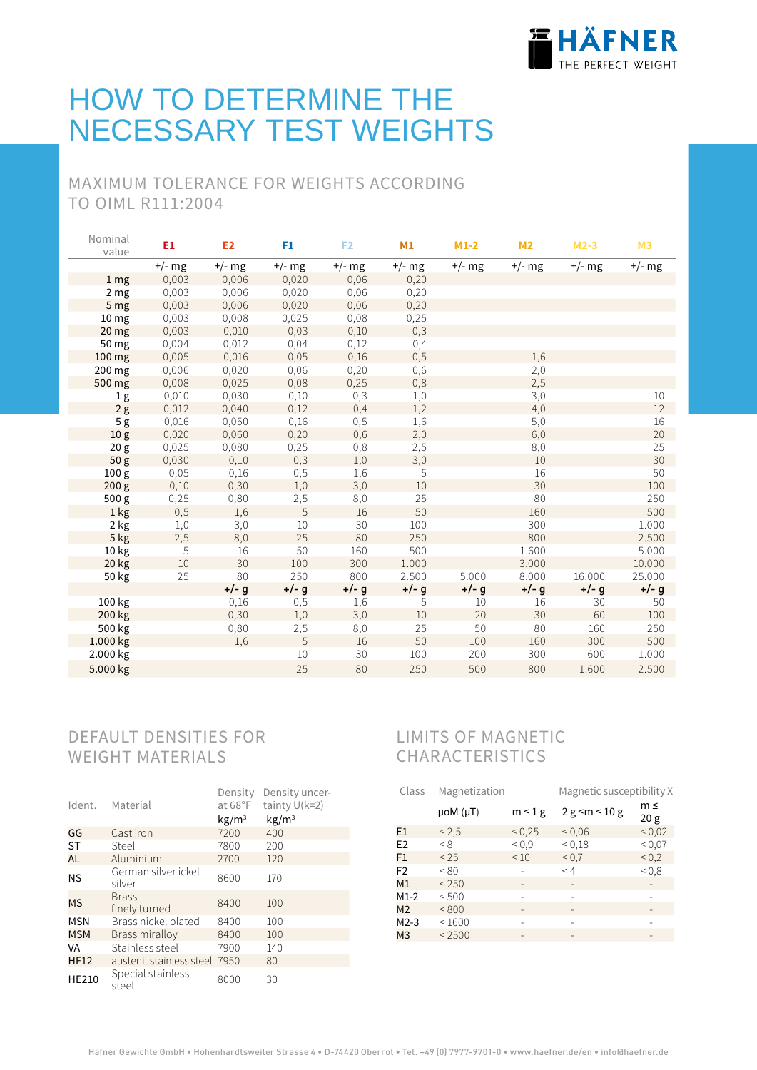HÄFNER THE PERFECT WEIGHT

# HOW TO DETERMINE THE NECESSARY TEST WEIGHTS

## MAXIMUM TOLERANCE FOR WEIGHTS ACCORDING TO OIML R111:2004

| Nominal value | E1 | E2 | F1 | F2 | M1 | M1-2 | M2 | M2-3 | M3 |
|---|---|---|---|---|---|---|---|---|---|
| | +/- mg | +/- mg | +/- mg | +/- mg | +/- mg | +/- mg | +/- mg | +/- mg | +/- mg |
| 1 mg | 0,003 | 0,006 | 0,020 | 0,06 | 0,20 | | | | |
| 2 mg | 0,003 | 0,006 | 0,020 | 0,06 | 0,20 | | | | |
| 5 mg | 0,003 | 0,006 | 0,020 | 0,06 | 0,20 | | | | |
| 10 mg | 0,003 | 0,008 | 0,025 | 0,08 | 0,25 | | | | |
| 20 mg | 0,003 | 0,010 | 0,03 | 0,10 | 0,3 | | | | |
| 50 mg | 0,004 | 0,012 | 0,04 | 0,12 | 0,4 | | | | |
| 100 mg | 0,005 | 0,016 | 0,05 | 0,16 | 0,5 | | 1,6 | | |
| 200 mg | 0,006 | 0,020 | 0,06 | 0,20 | 0,6 | | 2,0 | | |
| 500 mg | 0,008 | 0,025 | 0,08 | 0,25 | 0,8 | | 2,5 | | |
| 1 g | 0,010 | 0,030 | 0,10 | 0,3 | 1,0 | | 3,0 | | 10 |
| 2 g | 0,012 | 0,040 | 0,12 | 0,4 | 1,2 | | 4,0 | | 12 |
| 5 g | 0,016 | 0,050 | 0,16 | 0,5 | 1,6 | | 5,0 | | 16 |
| 10 g | 0,020 | 0,060 | 0,20 | 0,6 | 2,0 | | 6,0 | | 20 |
| 20 g | 0,025 | 0,080 | 0,25 | 0,8 | 2,5 | | 8,0 | | 25 |
| 50 g | 0,030 | 0,10 | 0,3 | 1,0 | 3,0 | | 10 | | 30 |
| 100 g | 0,05 | 0,16 | 0,5 | 1,6 | 5 | | 16 | | 50 |
| 200 g | 0,10 | 0,30 | 1,0 | 3,0 | 10 | | 30 | | 100 |
| 500 g | 0,25 | 0,80 | 2,5 | 8,0 | 25 | | 80 | | 250 |
| 1 kg | 0,5 | 1,6 | 5 | 16 | 50 | | 160 | | 500 |
| 2 kg | 1,0 | 3,0 | 10 | 30 | 100 | | 300 | | 1.000 |
| 5 kg | 2,5 | 8,0 | 25 | 80 | 250 | | 800 | | 2.500 |
| 10 kg | 5 | 16 | 50 | 160 | 500 | | 1.600 | | 5.000 |
| 20 kg | 10 | 30 | 100 | 300 | 1.000 | | 3.000 | | 10.000 |
| 50 kg | 25 | 80 | 250 | 800 | 2.500 | 5.000 | 8.000 | 16.000 | 25.000 |
| | | +/- g | +/- g | +/- g | +/- g | +/- g | +/- g | +/- g | +/- g |
| 100 kg | | 0,16 | 0,5 | 1,6 | 5 | 10 | 16 | 30 | 50 |
| 200 kg | | 0,30 | 1,0 | 3,0 | 10 | 20 | 30 | 60 | 100 |
| 500 kg | | 0,80 | 2,5 | 8,0 | 25 | 50 | 80 | 160 | 250 |
| 1.000 kg | | 1,6 | 5 | 16 | 50 | 100 | 160 | 300 | 500 |
| 2.000 kg | | | 10 | 30 | 100 | 200 | 300 | 600 | 1.000 |
| 5.000 kg | | | 25 | 80 | 250 | 500 | 800 | 1.600 | 2.500 |

## DEFAULT DENSITIES FOR WEIGHT MATERIALS

| Ident. | Material | Density at 68°F | Density uncertainty U(k=2) |
|---|---|---|---|
| | | kg/m³ | kg/m³ |
| GG | Cast iron | 7200 | 400 |
| ST | Steel | 7800 | 200 |
| AL | Aluminium | 2700 | 120 |
| NS | German silver ickel silver | 8600 | 170 |
| MS | Brass finely turned | 8400 | 100 |
| MSN | Brass nickel plated | 8400 | 100 |
| MSM | Brass miralloy | 8400 | 100 |
| VA | Stainless steel | 7900 | 140 |
| HF12 | austenit stainless steel | 7950 | 80 |
| HE210 | Special stainless steel | 8000 | 30 |

## LIMITS OF MAGNETIC CHARACTERISTICS

| Class | Magnetization | Magnetic susceptibility X | | |
|---|---|---|---|---|
| | µoM (µT) | m ≤ 1 g | 2 g ≤ m ≤ 10 g | m ≤ 20 g |
| E1 | < 2,5 | < 0,25 | < 0,06 | < 0,02 |
| E2 | < 8 | < 0,9 | < 0,18 | < 0,07 |
| F1 | < 25 | < 10 | < 0,7 | < 0,2 |
| F2 | < 80 | - | < 4 | < 0,8 |
| M1 | < 250 | - | - | - |
| M1-2 | < 500 | - | - | - |
| M2 | < 800 | - | - | - |
| M2-3 | < 1600 | - | - | - |
| M3 | < 2500 | - | - | - |

Häfner Gewichte GmbH • Hohenhardtsweiler Strasse 4 • D-74420 Oberrot • Tel. +49 (0) 7977-9701-0 • www.haefner.de/en • info@haefner.de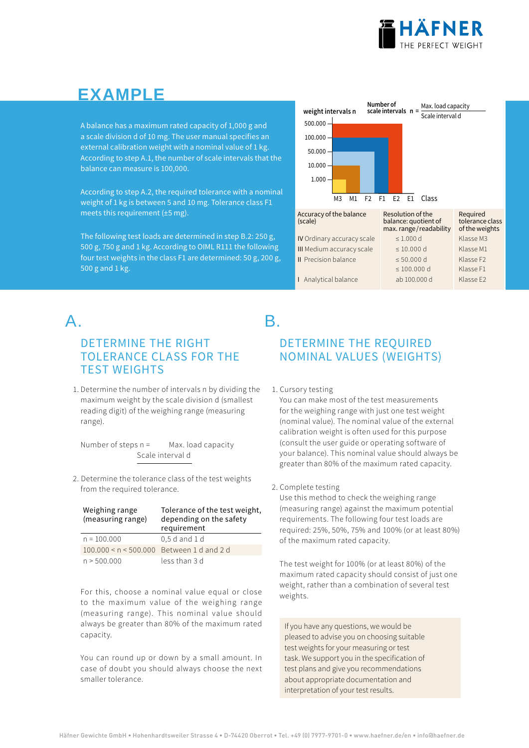# EXAMPLE

A balance has a maximum rated capacity of 1,000 g and a scale division d of 10 mg. The user manual specifies an external calibration weight with a nominal value of 1 kg. According to step A.1, the number of scale intervals that the balance can measure is 100,000.

According to step A.2, the required tolerance with a nominal weight of 1 kg is between 5 and 10 mg. Tolerance class F1 meets this requirement (±5 mg).

The following test loads are determined in step B.2: 250 g, 500 g, 750 g and 1 kg. According to OIML R111 the following four test weights in the class F1 are determined: 50 g, 200 g, 500 g and 1 kg.

weight intervals n

Number of scale intervals $n = \frac{\text{Max. load capacity}}{\text{Scale interval d}}$

500.000
100.000
50.000
10.000
1.000

M3 M1 F2 F1 E2 E1 Class

| Accuracy of the balance (scale) | Resolution of the balance: quotient of max. range/readability | Required tolerance class of the weights |
|---|---|---|
| **IV** Ordinary accuracy scale | ≤ 1.000 d | Klasse M3 |
| **III** Medium accuracy scale | ≤ 10.000 d | Klasse M1 |
| **II** Precision balance | ≤ 50.000 d | Klasse F2 |
| | ≤ 100.000 d | Klasse F1 |
| **I** Analytical balance | ab 100.000 d | Klasse E2 |

## A.

### DETERMINE THE RIGHT TOLERANCE CLASS FOR THE TEST WEIGHTS

1. Determine the number of intervals n by dividing the maximum weight by the scale division d (smallest reading digit) of the weighing range (measuring range).

$$\text{Number of steps } n = \frac{\text{Max. load capacity}}{\text{Scale interval d}}$$

2. Determine the tolerance class of the test weights from the required tolerance.

| Weighing range (measuring range) | Tolerance of the test weight, depending on the safety requirement |
|---|---|
| n = 100.000 | 0,5 d and 1 d |
| 100.000 < n < 500.000 | Between 1 d and 2 d |
| n > 500.000 | less than 3 d |

For this, choose a nominal value equal or close to the maximum value of the weighing range (measuring range). This nominal value should always be greater than 80% of the maximum rated capacity.

You can round up or down by a small amount. In case of doubt you should always choose the next smaller tolerance.

## B.

### DETERMINE THE REQUIRED NOMINAL VALUES (WEIGHTS)

1. Cursory testing
   You can make most of the test measurements for the weighing range with just one test weight (nominal value). The nominal value of the external calibration weight is often used for this purpose (consult the user guide or operating software of your balance). This nominal value should always be greater than 80% of the maximum rated capacity.

2. Complete testing
   Use this method to check the weighing range (measuring range) against the maximum potential requirements. The following four test loads are required: 25%, 50%, 75% and 100% (or at least 80%) of the maximum rated capacity.

   The test weight for 100% (or at least 80%) of the maximum rated capacity should consist of just one weight, rather than a combination of several test weights.

If you have any questions, we would be pleased to advise you on choosing suitable test weights for your measuring or test task. We support you in the specification of test plans and give you recommendations about appropriate documentation and interpretation of your test results.

Häfner Gewichte GmbH • Hohenhardtsweiler Strasse 4 • D-74420 Oberrot • Tel. +49 (0) 7977-9701-0 • www.haefner.de/en • info@haefner.de